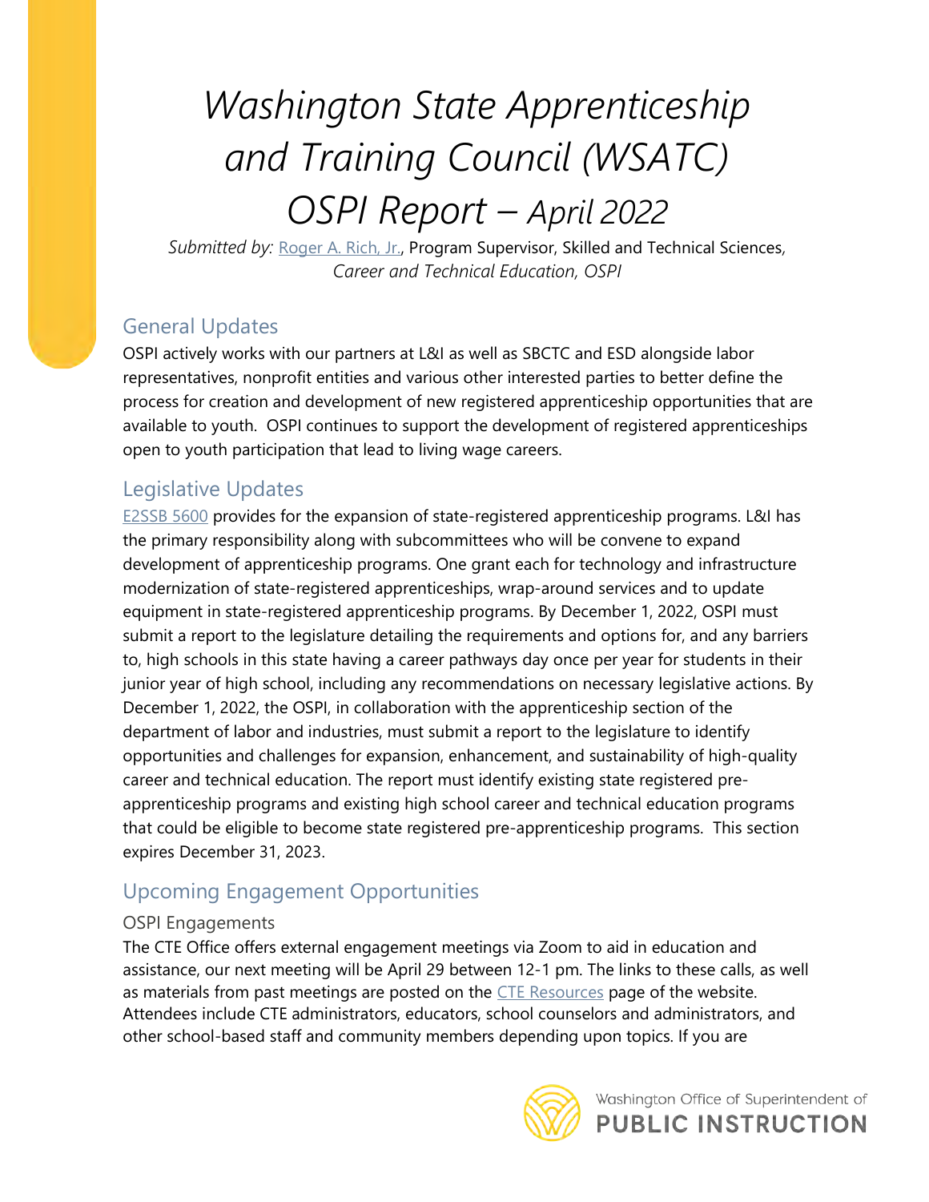# *Washington State Apprenticeship and Training Council (WSATC) OSPI Report – April 2022*

*Submitted by:* Roger A. Rich, Jr., Program Supervisor, Skilled and Technical Sciences, *Career and Technical Education, OSPI*

## General Updates

OSPI actively works with our partners at L&I as well as SBCTC and ESD alongside labor representatives, nonprofit entities and various other interested parties to better define the process for creation and development of new registered apprenticeship opportunities that are available to youth. OSPI continues to support the development of registered apprenticeships open to youth participation that lead to living wage careers.

## Legislative Updates

E2SSB 5600 provides for the expansion of state-registered apprenticeship programs. L&I has the primary responsibility along with subcommittees who will be convene to expand development of apprenticeship programs. One grant each for technology and infrastructure modernization of state-registered apprenticeships, wrap-around services and to update equipment in state-registered apprenticeship programs. By December 1, 2022, OSPI must submit a report to the legislature detailing the requirements and options for, and any barriers to, high schools in this state having a career pathways day once per year for students in their junior year of high school, including any recommendations on necessary legislative actions. By December 1, 2022, the OSPI, in collaboration with the apprenticeship section of the department of labor and industries, must submit a report to the legislature to identify opportunities and challenges for expansion, enhancement, and sustainability of high-quality career and technical education. The report must identify existing state registered pre-apprenticeship programs and existing high school career and technical education programs that could be eligible to become state registered pre-apprenticeship programs. This section expires December 31, 2023.

## Upcoming Engagement Opportunities

### OSPI Engagements

The CTE Office offers external engagement meetings via Zoom to aid in education and assistance, our next meeting will be April 29 between 12-1 pm. The links to these calls, as well as materials from past meetings are posted on the CTE Resources page of the website. Attendees include CTE administrators, educators, school counselors and administrators, and other school-based staff and community members depending upon topics. If you are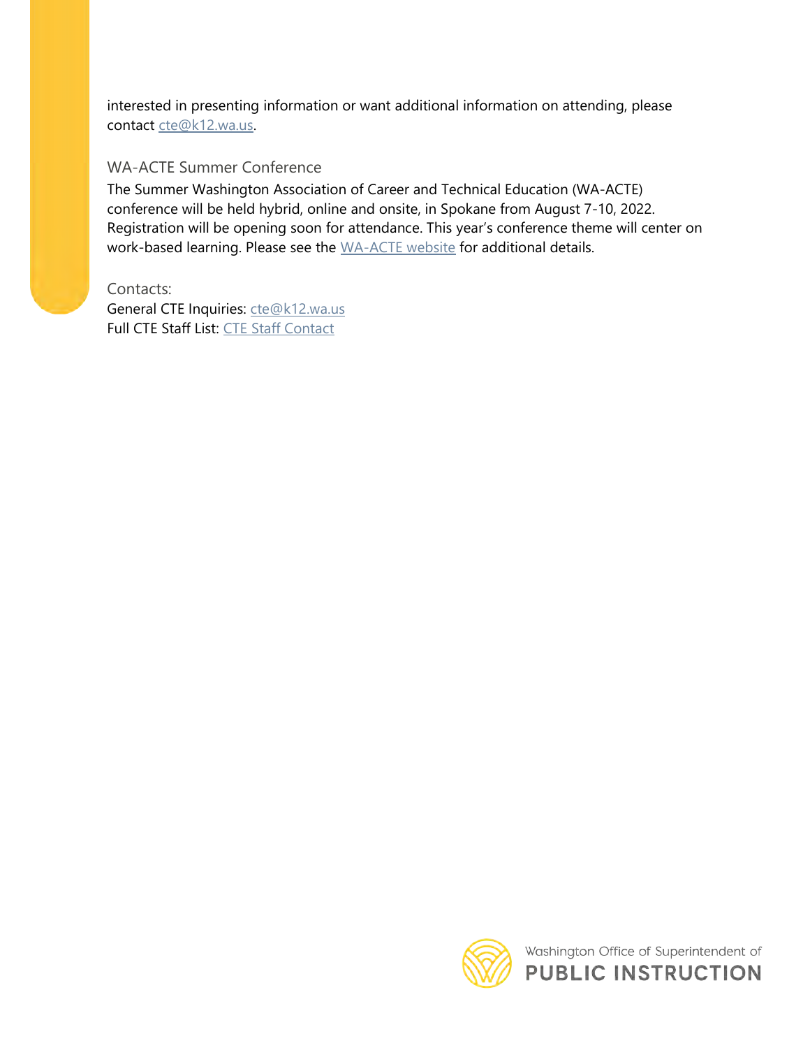interested in presenting information or want additional information on attending, please contact cte@k12.wa.us.

### WA-ACTE Summer Conference

The Summer Washington Association of Career and Technical Education (WA-ACTE) conference will be held hybrid, online and onsite, in Spokane from August 7-10, 2022. Registration will be opening soon for attendance. This year's conference theme will center on work-based learning. Please see the WA-ACTE website for additional details.

### Contacts:

General CTE Inquiries: cte@k12.wa.us
Full CTE Staff List: CTE Staff Contact